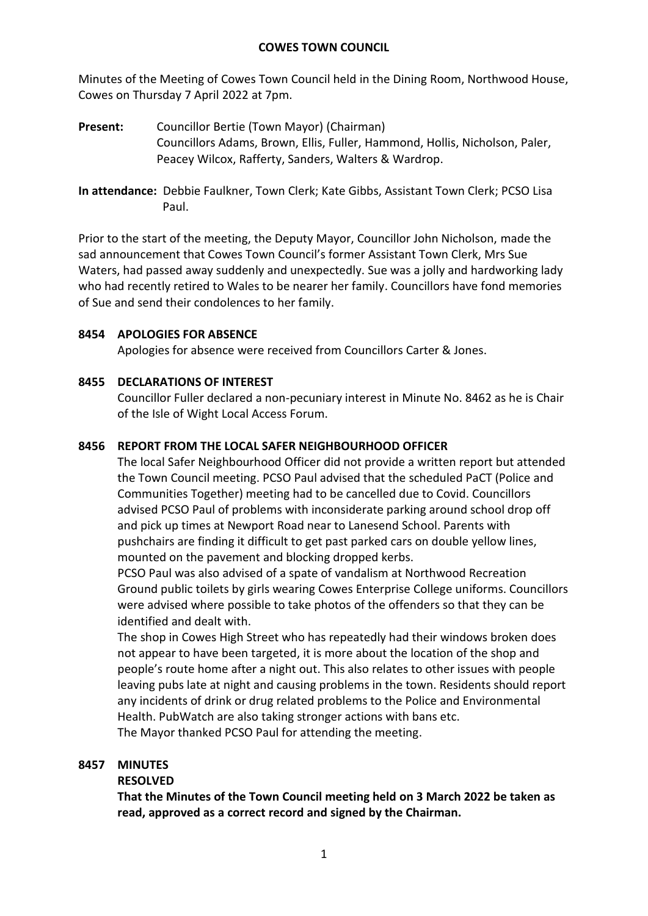# COWES TOWN COUNCIL

Minutes of the Meeting of Cowes Town Council held in the Dining Room, Northwood House, Cowes on Thursday 7 April 2022 at 7pm.

**Present:** Councillor Bertie (Town Mayor) (Chairman)
Councillors Adams, Brown, Ellis, Fuller, Hammond, Hollis, Nicholson, Paler, Peacey Wilcox, Rafferty, Sanders, Walters & Wardrop.

**In attendance:** Debbie Faulkner, Town Clerk; Kate Gibbs, Assistant Town Clerk; PCSO Lisa Paul.

Prior to the start of the meeting, the Deputy Mayor, Councillor John Nicholson, made the sad announcement that Cowes Town Council's former Assistant Town Clerk, Mrs Sue Waters, had passed away suddenly and unexpectedly. Sue was a jolly and hardworking lady who had recently retired to Wales to be nearer her family. Councillors have fond memories of Sue and send their condolences to her family.

## 8454 APOLOGIES FOR ABSENCE

Apologies for absence were received from Councillors Carter & Jones.

## 8455 DECLARATIONS OF INTEREST

Councillor Fuller declared a non-pecuniary interest in Minute No. 8462 as he is Chair of the Isle of Wight Local Access Forum.

## 8456 REPORT FROM THE LOCAL SAFER NEIGHBOURHOOD OFFICER

The local Safer Neighbourhood Officer did not provide a written report but attended the Town Council meeting. PCSO Paul advised that the scheduled PaCT (Police and Communities Together) meeting had to be cancelled due to Covid. Councillors advised PCSO Paul of problems with inconsiderate parking around school drop off and pick up times at Newport Road near to Lanesend School. Parents with pushchairs are finding it difficult to get past parked cars on double yellow lines, mounted on the pavement and blocking dropped kerbs.

PCSO Paul was also advised of a spate of vandalism at Northwood Recreation Ground public toilets by girls wearing Cowes Enterprise College uniforms. Councillors were advised where possible to take photos of the offenders so that they can be identified and dealt with.

The shop in Cowes High Street who has repeatedly had their windows broken does not appear to have been targeted, it is more about the location of the shop and people's route home after a night out. This also relates to other issues with people leaving pubs late at night and causing problems in the town. Residents should report any incidents of drink or drug related problems to the Police and Environmental Health. PubWatch are also taking stronger actions with bans etc.

The Mayor thanked PCSO Paul for attending the meeting.

## 8457 MINUTES

**RESOLVED**

**That the Minutes of the Town Council meeting held on 3 March 2022 be taken as read, approved as a correct record and signed by the Chairman.**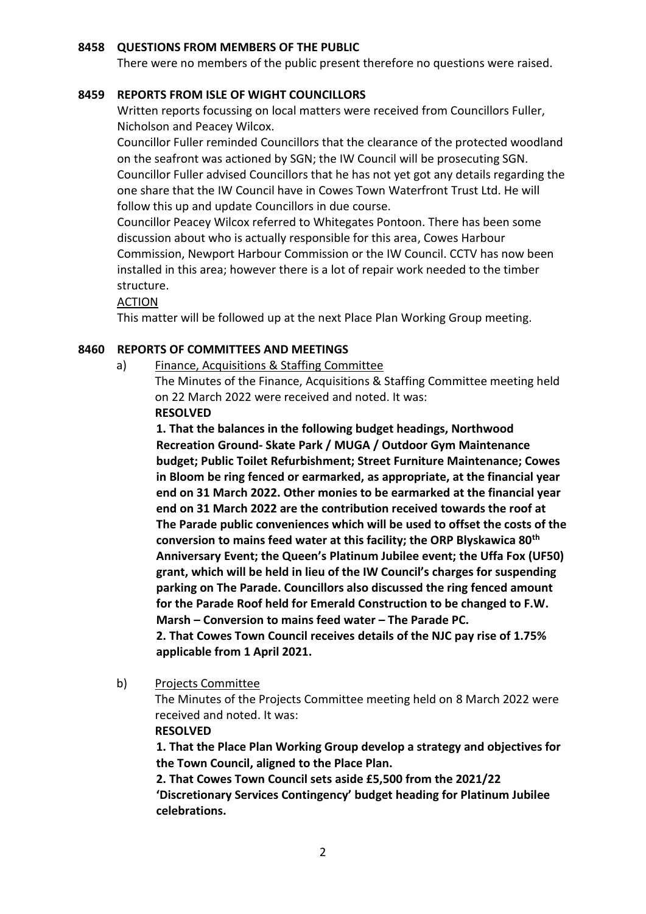**8458 QUESTIONS FROM MEMBERS OF THE PUBLIC**

There were no members of the public present therefore no questions were raised.

**8459 REPORTS FROM ISLE OF WIGHT COUNCILLORS**

Written reports focussing on local matters were received from Councillors Fuller, Nicholson and Peacey Wilcox.

Councillor Fuller reminded Councillors that the clearance of the protected woodland on the seafront was actioned by SGN; the IW Council will be prosecuting SGN.

Councillor Fuller advised Councillors that he has not yet got any details regarding the one share that the IW Council have in Cowes Town Waterfront Trust Ltd. He will follow this up and update Councillors in due course.

Councillor Peacey Wilcox referred to Whitegates Pontoon. There has been some discussion about who is actually responsible for this area, Cowes Harbour Commission, Newport Harbour Commission or the IW Council. CCTV has now been installed in this area; however there is a lot of repair work needed to the timber structure.

ACTION

This matter will be followed up at the next Place Plan Working Group meeting.

**8460 REPORTS OF COMMITTEES AND MEETINGS**

a) Finance, Acquisitions & Staffing Committee

The Minutes of the Finance, Acquisitions & Staffing Committee meeting held on 22 March 2022 were received and noted. It was:

**RESOLVED**

**1. That the balances in the following budget headings, Northwood Recreation Ground- Skate Park / MUGA / Outdoor Gym Maintenance budget; Public Toilet Refurbishment; Street Furniture Maintenance; Cowes in Bloom be ring fenced or earmarked, as appropriate, at the financial year end on 31 March 2022. Other monies to be earmarked at the financial year end on 31 March 2022 are the contribution received towards the roof at The Parade public conveniences which will be used to offset the costs of the conversion to mains feed water at this facility; the ORP Blyskawica 80th Anniversary Event; the Queen's Platinum Jubilee event; the Uffa Fox (UF50) grant, which will be held in lieu of the IW Council's charges for suspending parking on The Parade. Councillors also discussed the ring fenced amount for the Parade Roof held for Emerald Construction to be changed to F.W. Marsh – Conversion to mains feed water – The Parade PC.**

**2. That Cowes Town Council receives details of the NJC pay rise of 1.75% applicable from 1 April 2021.**

b) Projects Committee

The Minutes of the Projects Committee meeting held on 8 March 2022 were received and noted. It was:

**RESOLVED**

**1. That the Place Plan Working Group develop a strategy and objectives for the Town Council, aligned to the Place Plan.**

**2. That Cowes Town Council sets aside £5,500 from the 2021/22 'Discretionary Services Contingency' budget heading for Platinum Jubilee celebrations.**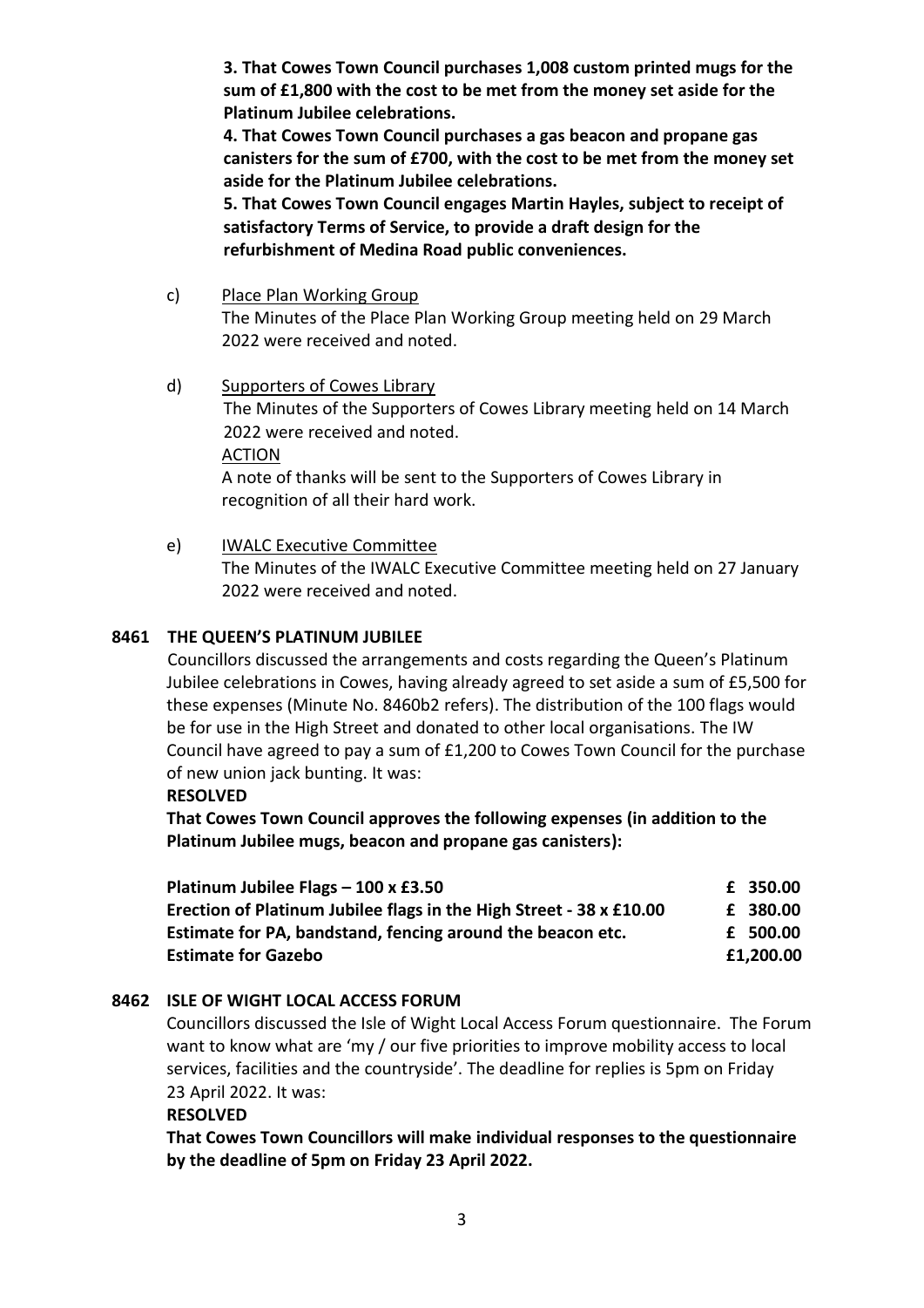**3. That Cowes Town Council purchases 1,008 custom printed mugs for the sum of £1,800 with the cost to be met from the money set aside for the Platinum Jubilee celebrations.**

**4. That Cowes Town Council purchases a gas beacon and propane gas canisters for the sum of £700, with the cost to be met from the money set aside for the Platinum Jubilee celebrations.**

**5. That Cowes Town Council engages Martin Hayles, subject to receipt of satisfactory Terms of Service, to provide a draft design for the refurbishment of Medina Road public conveniences.**

c) Place Plan Working Group

The Minutes of the Place Plan Working Group meeting held on 29 March 2022 were received and noted.

d) Supporters of Cowes Library

The Minutes of the Supporters of Cowes Library meeting held on 14 March 2022 were received and noted.

ACTION

A note of thanks will be sent to the Supporters of Cowes Library in recognition of all their hard work.

e) IWALC Executive Committee

The Minutes of the IWALC Executive Committee meeting held on 27 January 2022 were received and noted.

## 8461 THE QUEEN'S PLATINUM JUBILEE

Councillors discussed the arrangements and costs regarding the Queen's Platinum Jubilee celebrations in Cowes, having already agreed to set aside a sum of £5,500 for these expenses (Minute No. 8460b2 refers). The distribution of the 100 flags would be for use in the High Street and donated to other local organisations. The IW Council have agreed to pay a sum of £1,200 to Cowes Town Council for the purchase of new union jack bunting. It was:

**RESOLVED**

**That Cowes Town Council approves the following expenses (in addition to the Platinum Jubilee mugs, beacon and propane gas canisters):**

| | |
|---|---|
| **Platinum Jubilee Flags – 100 x £3.50** | **£ 350.00** |
| **Erection of Platinum Jubilee flags in the High Street - 38 x £10.00** | **£ 380.00** |
| **Estimate for PA, bandstand, fencing around the beacon etc.** | **£ 500.00** |
| **Estimate for Gazebo** | **£1,200.00** |

## 8462 ISLE OF WIGHT LOCAL ACCESS FORUM

Councillors discussed the Isle of Wight Local Access Forum questionnaire. The Forum want to know what are 'my / our five priorities to improve mobility access to local services, facilities and the countryside'. The deadline for replies is 5pm on Friday 23 April 2022. It was:

**RESOLVED**

**That Cowes Town Councillors will make individual responses to the questionnaire by the deadline of 5pm on Friday 23 April 2022.**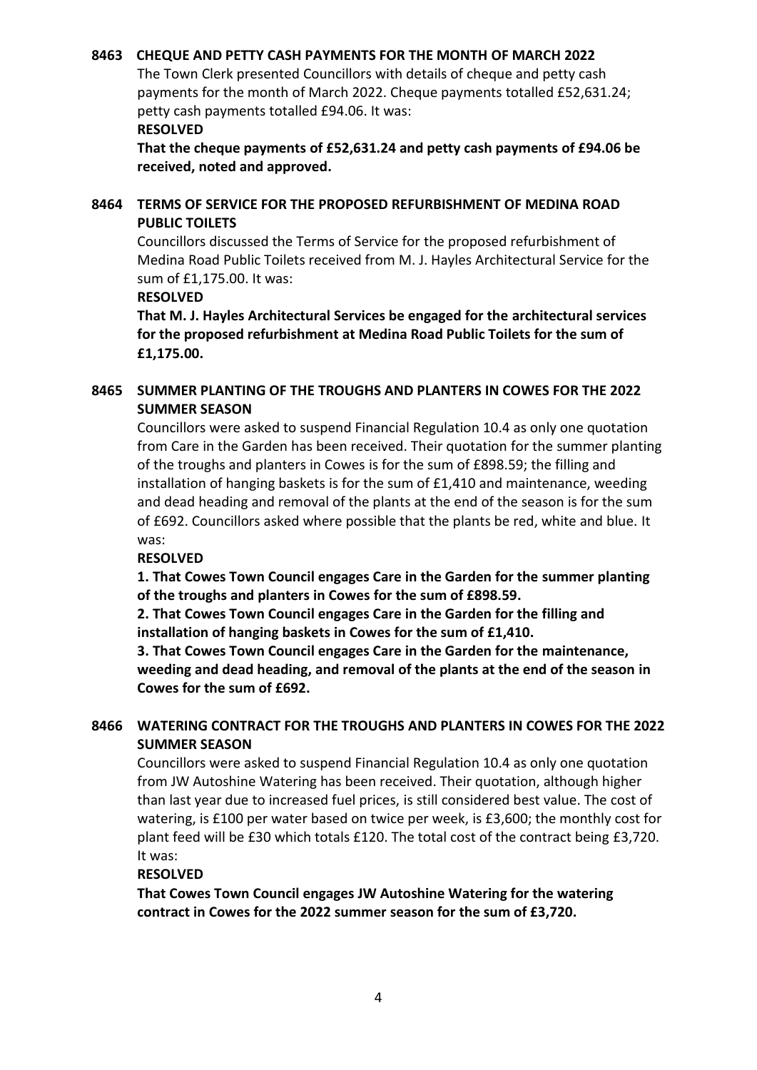## 8463 CHEQUE AND PETTY CASH PAYMENTS FOR THE MONTH OF MARCH 2022

The Town Clerk presented Councillors with details of cheque and petty cash payments for the month of March 2022. Cheque payments totalled £52,631.24; petty cash payments totalled £94.06. It was:

**RESOLVED**

**That the cheque payments of £52,631.24 and petty cash payments of £94.06 be received, noted and approved.**

## 8464 TERMS OF SERVICE FOR THE PROPOSED REFURBISHMENT OF MEDINA ROAD PUBLIC TOILETS

Councillors discussed the Terms of Service for the proposed refurbishment of Medina Road Public Toilets received from M. J. Hayles Architectural Service for the sum of £1,175.00. It was:

**RESOLVED**

**That M. J. Hayles Architectural Services be engaged for the architectural services for the proposed refurbishment at Medina Road Public Toilets for the sum of £1,175.00.**

## 8465 SUMMER PLANTING OF THE TROUGHS AND PLANTERS IN COWES FOR THE 2022 SUMMER SEASON

Councillors were asked to suspend Financial Regulation 10.4 as only one quotation from Care in the Garden has been received. Their quotation for the summer planting of the troughs and planters in Cowes is for the sum of £898.59; the filling and installation of hanging baskets is for the sum of £1,410 and maintenance, weeding and dead heading and removal of the plants at the end of the season is for the sum of £692. Councillors asked where possible that the plants be red, white and blue. It was:

**RESOLVED**

**1. That Cowes Town Council engages Care in the Garden for the summer planting of the troughs and planters in Cowes for the sum of £898.59.**

**2. That Cowes Town Council engages Care in the Garden for the filling and installation of hanging baskets in Cowes for the sum of £1,410.**

**3. That Cowes Town Council engages Care in the Garden for the maintenance, weeding and dead heading, and removal of the plants at the end of the season in Cowes for the sum of £692.**

## 8466 WATERING CONTRACT FOR THE TROUGHS AND PLANTERS IN COWES FOR THE 2022 SUMMER SEASON

Councillors were asked to suspend Financial Regulation 10.4 as only one quotation from JW Autoshine Watering has been received. Their quotation, although higher than last year due to increased fuel prices, is still considered best value. The cost of watering, is £100 per water based on twice per week, is £3,600; the monthly cost for plant feed will be £30 which totals £120. The total cost of the contract being £3,720. It was:

**RESOLVED**

**That Cowes Town Council engages JW Autoshine Watering for the watering contract in Cowes for the 2022 summer season for the sum of £3,720.**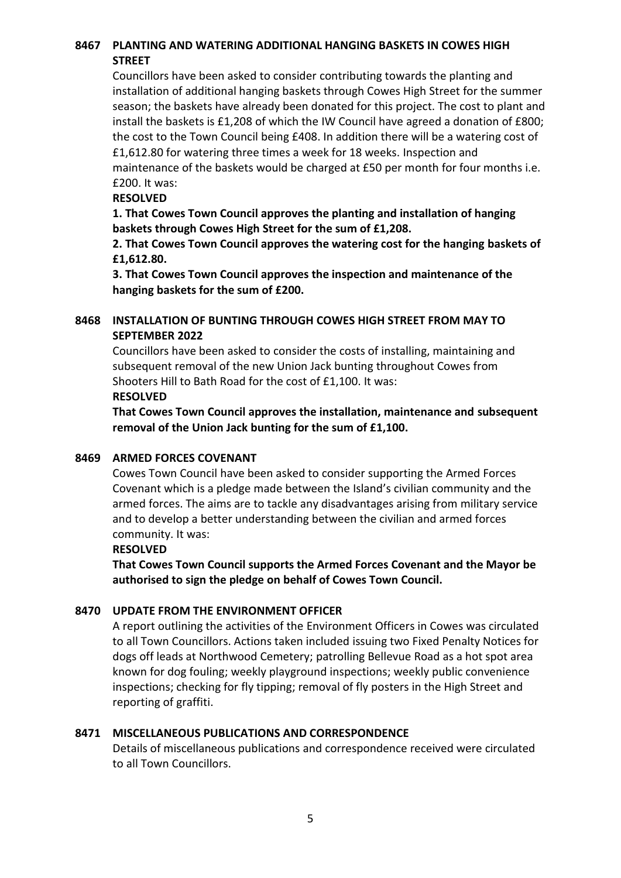## 8467 PLANTING AND WATERING ADDITIONAL HANGING BASKETS IN COWES HIGH STREET

Councillors have been asked to consider contributing towards the planting and installation of additional hanging baskets through Cowes High Street for the summer season; the baskets have already been donated for this project. The cost to plant and install the baskets is £1,208 of which the IW Council have agreed a donation of £800; the cost to the Town Council being £408. In addition there will be a watering cost of £1,612.80 for watering three times a week for 18 weeks. Inspection and maintenance of the baskets would be charged at £50 per month for four months i.e. £200. It was:

**RESOLVED**

**1. That Cowes Town Council approves the planting and installation of hanging baskets through Cowes High Street for the sum of £1,208.**

**2. That Cowes Town Council approves the watering cost for the hanging baskets of £1,612.80.**

**3. That Cowes Town Council approves the inspection and maintenance of the hanging baskets for the sum of £200.**

## 8468 INSTALLATION OF BUNTING THROUGH COWES HIGH STREET FROM MAY TO SEPTEMBER 2022

Councillors have been asked to consider the costs of installing, maintaining and subsequent removal of the new Union Jack bunting throughout Cowes from Shooters Hill to Bath Road for the cost of £1,100. It was:

**RESOLVED**

**That Cowes Town Council approves the installation, maintenance and subsequent removal of the Union Jack bunting for the sum of £1,100.**

## 8469 ARMED FORCES COVENANT

Cowes Town Council have been asked to consider supporting the Armed Forces Covenant which is a pledge made between the Island's civilian community and the armed forces. The aims are to tackle any disadvantages arising from military service and to develop a better understanding between the civilian and armed forces community. It was:

**RESOLVED**

**That Cowes Town Council supports the Armed Forces Covenant and the Mayor be authorised to sign the pledge on behalf of Cowes Town Council.**

## 8470 UPDATE FROM THE ENVIRONMENT OFFICER

A report outlining the activities of the Environment Officers in Cowes was circulated to all Town Councillors. Actions taken included issuing two Fixed Penalty Notices for dogs off leads at Northwood Cemetery; patrolling Bellevue Road as a hot spot area known for dog fouling; weekly playground inspections; weekly public convenience inspections; checking for fly tipping; removal of fly posters in the High Street and reporting of graffiti.

## 8471 MISCELLANEOUS PUBLICATIONS AND CORRESPONDENCE

Details of miscellaneous publications and correspondence received were circulated to all Town Councillors.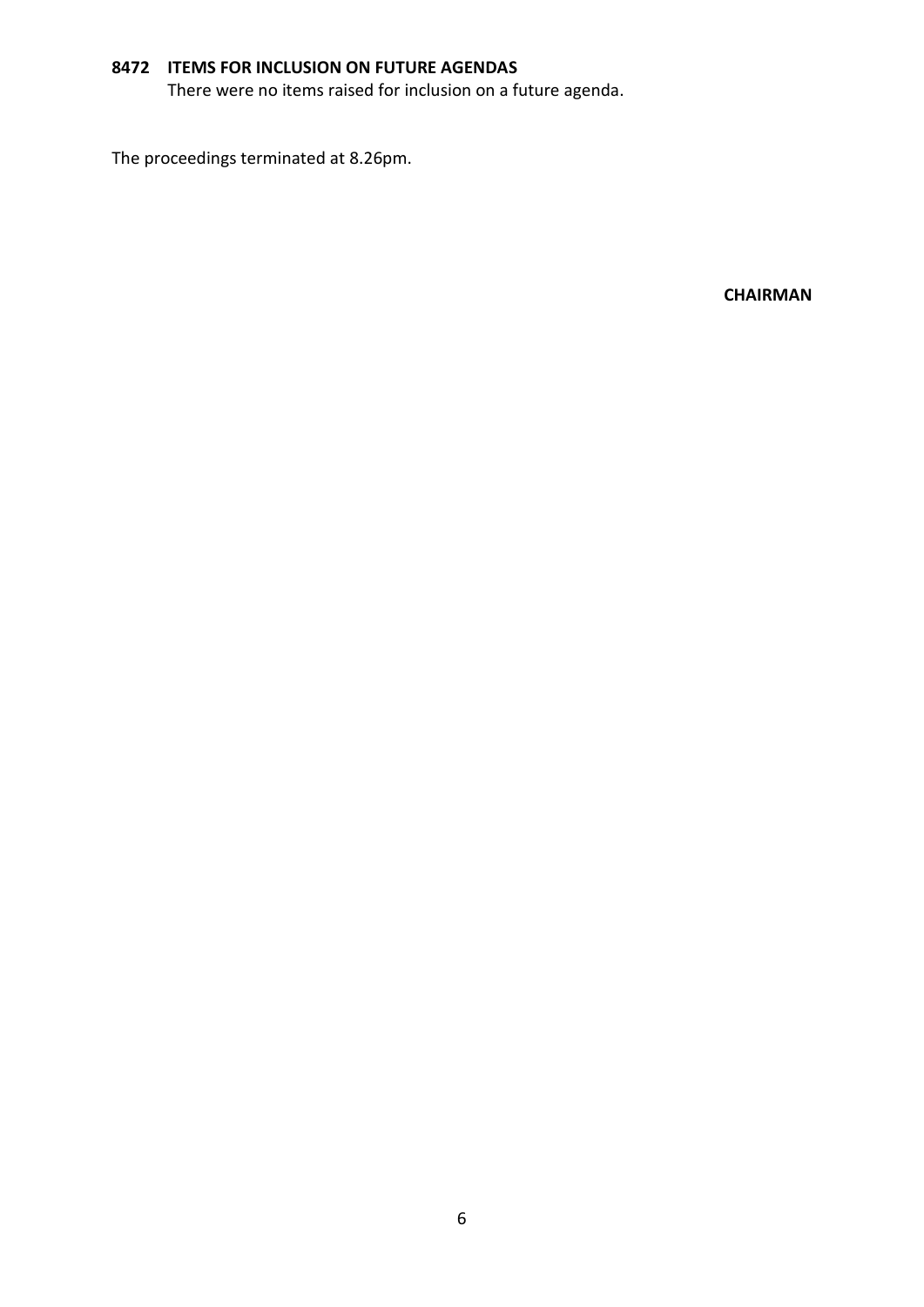**8472 ITEMS FOR INCLUSION ON FUTURE AGENDAS**

There were no items raised for inclusion on a future agenda.

The proceedings terminated at 8.26pm.

**CHAIRMAN**